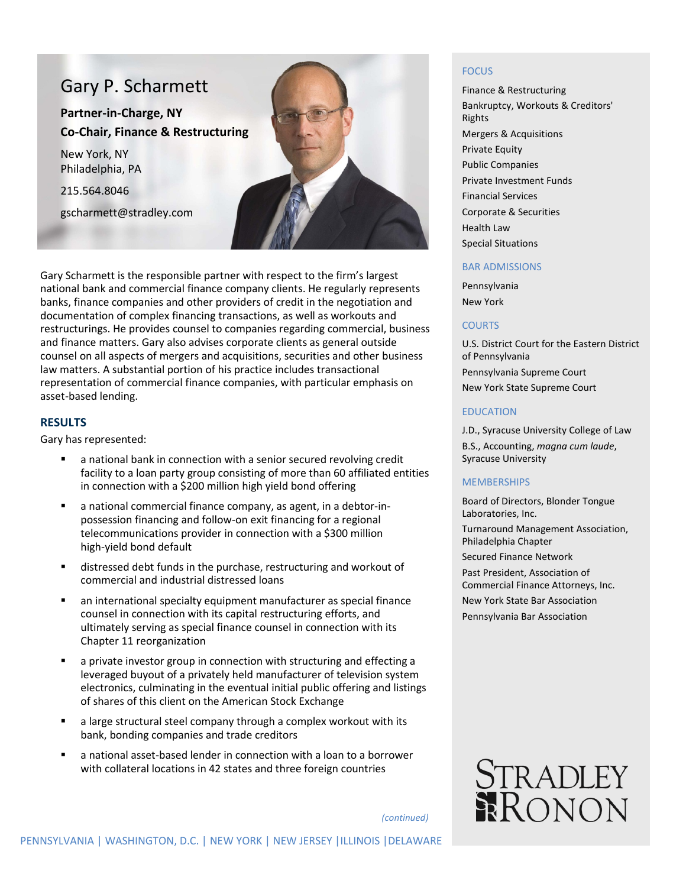# Gary P. Scharmett

**Partner-in-Charge, NY**
**Co-Chair, Finance & Restructuring**

New York, NY
Philadelphia, PA

215.564.8046

gscharmett@stradley.com

Gary Scharmett is the responsible partner with respect to the firm's largest national bank and commercial finance company clients. He regularly represents banks, finance companies and other providers of credit in the negotiation and documentation of complex financing transactions, as well as workouts and restructurings. He provides counsel to companies regarding commercial, business and finance matters. Gary also advises corporate clients as general outside counsel on all aspects of mergers and acquisitions, securities and other business law matters. A substantial portion of his practice includes transactional representation of commercial finance companies, with particular emphasis on asset-based lending.

## RESULTS

Gary has represented:

- a national bank in connection with a senior secured revolving credit facility to a loan party group consisting of more than 60 affiliated entities in connection with a $200 million high yield bond offering
- a national commercial finance company, as agent, in a debtor-in-possession financing and follow-on exit financing for a regional telecommunications provider in connection with a $300 million high-yield bond default
- distressed debt funds in the purchase, restructuring and workout of commercial and industrial distressed loans
- an international specialty equipment manufacturer as special finance counsel in connection with its capital restructuring efforts, and ultimately serving as special finance counsel in connection with its Chapter 11 reorganization
- a private investor group in connection with structuring and effecting a leveraged buyout of a privately held manufacturer of television system electronics, culminating in the eventual initial public offering and listings of shares of this client on the American Stock Exchange
- a large structural steel company through a complex workout with its bank, bonding companies and trade creditors
- a national asset-based lender in connection with a loan to a borrower with collateral locations in 42 states and three foreign countries

*(continued)*

## FOCUS

Finance & Restructuring
Bankruptcy, Workouts & Creditors' Rights
Mergers & Acquisitions
Private Equity
Public Companies
Private Investment Funds
Financial Services
Corporate & Securities
Health Law
Special Situations

## BAR ADMISSIONS

Pennsylvania
New York

## COURTS

U.S. District Court for the Eastern District of Pennsylvania
Pennsylvania Supreme Court
New York State Supreme Court

## EDUCATION

J.D., Syracuse University College of Law
B.S., Accounting, *magna cum laude*, Syracuse University

## MEMBERSHIPS

Board of Directors, Blonder Tongue Laboratories, Inc.
Turnaround Management Association, Philadelphia Chapter
Secured Finance Network
Past President, Association of Commercial Finance Attorneys, Inc.
New York State Bar Association
Pennsylvania Bar Association

STRADLEY RONON

PENNSYLVANIA | WASHINGTON, D.C. | NEW YORK | NEW JERSEY | ILLINOIS | DELAWARE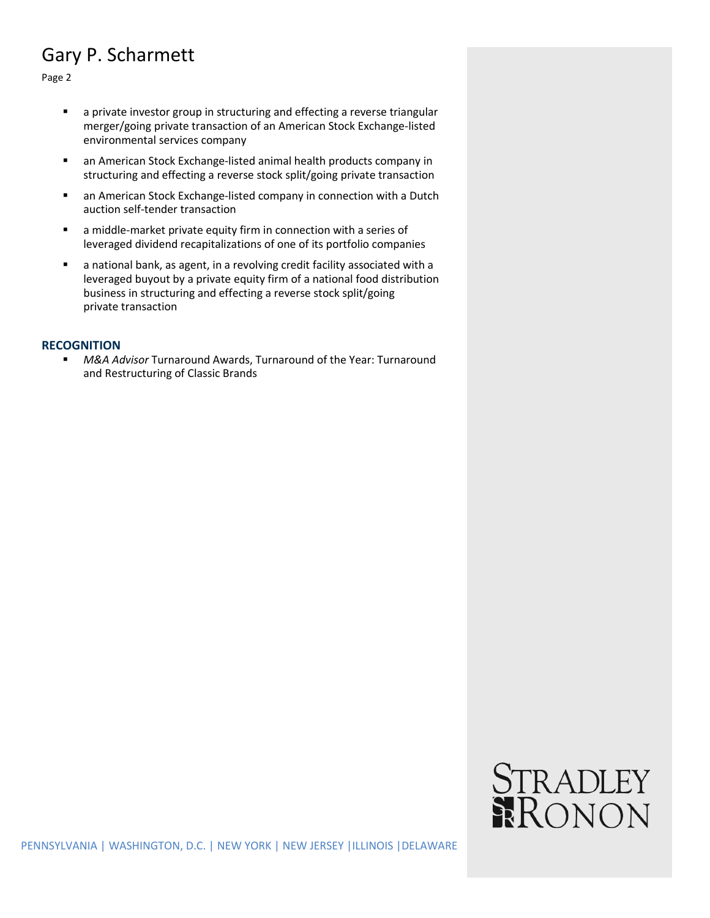- a private investor group in structuring and effecting a reverse triangular merger/going private transaction of an American Stock Exchange-listed environmental services company
- an American Stock Exchange-listed animal health products company in structuring and effecting a reverse stock split/going private transaction
- an American Stock Exchange-listed company in connection with a Dutch auction self-tender transaction
- a middle-market private equity firm in connection with a series of leveraged dividend recapitalizations of one of its portfolio companies
- a national bank, as agent, in a revolving credit facility associated with a leveraged buyout by a private equity firm of a national food distribution business in structuring and effecting a reverse stock split/going private transaction

## RECOGNITION

- *M&A Advisor* Turnaround Awards, Turnaround of the Year: Turnaround and Restructuring of Classic Brands

STRADLEY RONON

PENNSYLVANIA | WASHINGTON, D.C. | NEW YORK | NEW JERSEY | ILLINOIS | DELAWARE